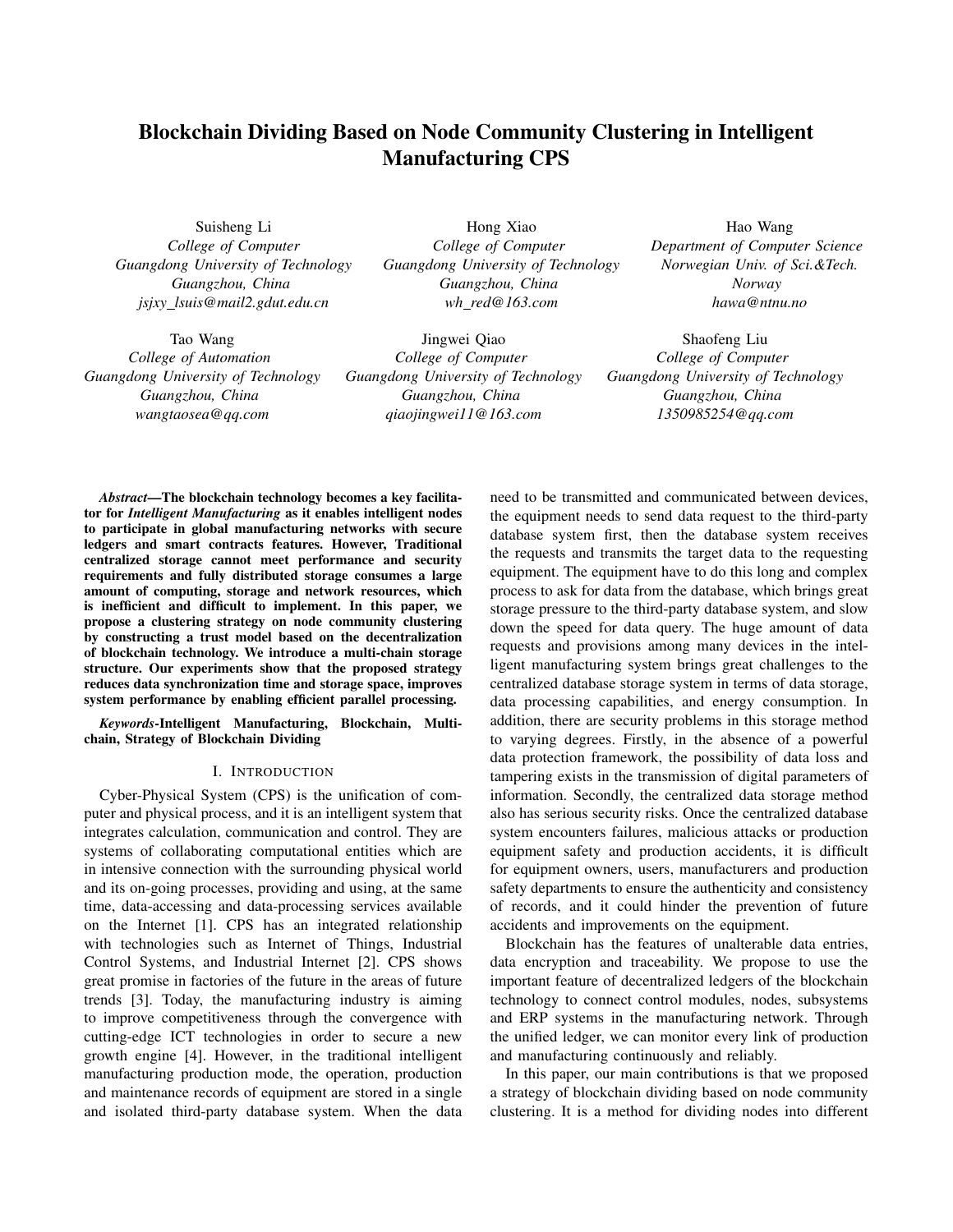# Blockchain Dividing Based on Node Community Clustering in Intelligent Manufacturing CPS

Suisheng Li
*College of Computer*
*Guangdong University of Technology*
*Guangzhou, China*
*jsjxy_lsuis@mail2.gdut.edu.cn*

Hong Xiao
*College of Computer*
*Guangdong University of Technology*
*Guangzhou, China*
*wh_red@163.com*

Hao Wang
*Department of Computer Science*
*Norwegian Univ. of Sci.&Tech.*
*Norway*
*hawa@ntnu.no*

Tao Wang
*College of Automation*
*Guangdong University of Technology*
*Guangzhou, China*
*wangtaosea@qq.com*

Jingwei Qiao
*College of Computer*
*Guangdong University of Technology*
*Guangzhou, China*
*qiaojingwei11@163.com*

Shaofeng Liu
*College of Computer*
*Guangdong University of Technology*
*Guangzhou, China*
*1350985254@qq.com*

***Abstract*—The blockchain technology becomes a key facilitator for *Intelligent Manufacturing* as it enables intelligent nodes to participate in global manufacturing networks with secure ledgers and smart contracts features. However, Traditional centralized storage cannot meet performance and security requirements and fully distributed storage consumes a large amount of computing, storage and network resources, which is inefficient and difficult to implement. In this paper, we propose a clustering strategy on node community clustering by constructing a trust model based on the decentralization of blockchain technology. We introduce a multi-chain storage structure. Our experiments show that the proposed strategy reduces data synchronization time and storage space, improves system performance by enabling efficient parallel processing.**

***Keywords*-Intelligent Manufacturing, Blockchain, Multi-chain, Strategy of Blockchain Dividing**

## I. Introduction

Cyber-Physical System (CPS) is the unification of computer and physical process, and it is an intelligent system that integrates calculation, communication and control. They are systems of collaborating computational entities which are in intensive connection with the surrounding physical world and its on-going processes, providing and using, at the same time, data-accessing and data-processing services available on the Internet [1]. CPS has an integrated relationship with technologies such as Internet of Things, Industrial Control Systems, and Industrial Internet [2]. CPS shows great promise in factories of the future in the areas of future trends [3]. Today, the manufacturing industry is aiming to improve competitiveness through the convergence with cutting-edge ICT technologies in order to secure a new growth engine [4]. However, in the traditional intelligent manufacturing production mode, the operation, production and maintenance records of equipment are stored in a single and isolated third-party database system. When the data need to be transmitted and communicated between devices, the equipment needs to send data request to the third-party database system first, then the database system receives the requests and transmits the target data to the requesting equipment. The equipment have to do this long and complex process to ask for data from the database, which brings great storage pressure to the third-party database system, and slow down the speed for data query. The huge amount of data requests and provisions among many devices in the intelligent manufacturing system brings great challenges to the centralized database storage system in terms of data storage, data processing capabilities, and energy consumption. In addition, there are security problems in this storage method to varying degrees. Firstly, in the absence of a powerful data protection framework, the possibility of data loss and tampering exists in the transmission of digital parameters of information. Secondly, the centralized data storage method also has serious security risks. Once the centralized database system encounters failures, malicious attacks or production equipment safety and production accidents, it is difficult for equipment owners, users, manufacturers and production safety departments to ensure the authenticity and consistency of records, and it could hinder the prevention of future accidents and improvements on the equipment.

Blockchain has the features of unalterable data entries, data encryption and traceability. We propose to use the important feature of decentralized ledgers of the blockchain technology to connect control modules, nodes, subsystems and ERP systems in the manufacturing network. Through the unified ledger, we can monitor every link of production and manufacturing continuously and reliably.

In this paper, our main contributions is that we proposed a strategy of blockchain dividing based on node community clustering. It is a method for dividing nodes into different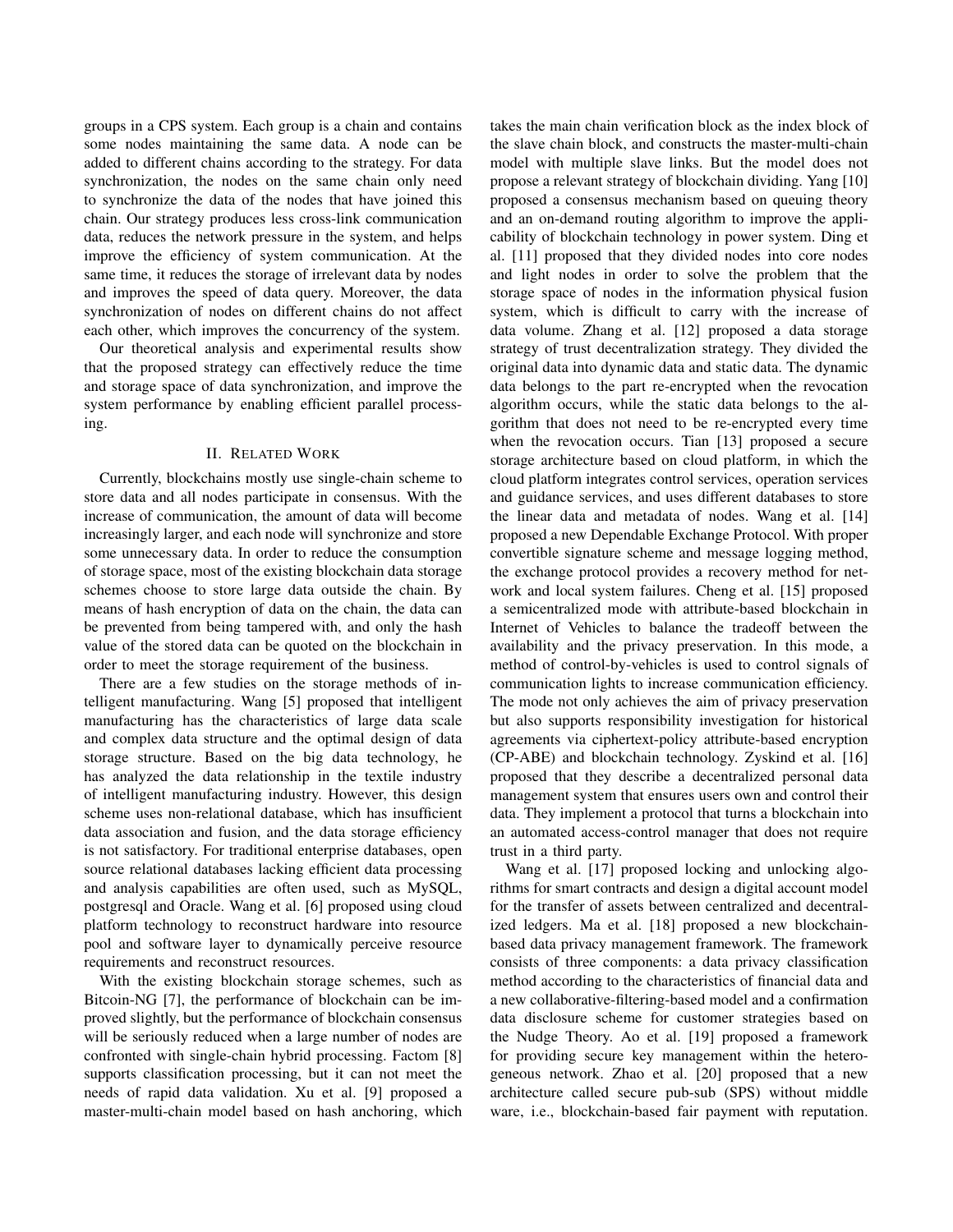groups in a CPS system. Each group is a chain and contains some nodes maintaining the same data. A node can be added to different chains according to the strategy. For data synchronization, the nodes on the same chain only need to synchronize the data of the nodes that have joined this chain. Our strategy produces less cross-link communication data, reduces the network pressure in the system, and helps improve the efficiency of system communication. At the same time, it reduces the storage of irrelevant data by nodes and improves the speed of data query. Moreover, the data synchronization of nodes on different chains do not affect each other, which improves the concurrency of the system.

Our theoretical analysis and experimental results show that the proposed strategy can effectively reduce the time and storage space of data synchronization, and improve the system performance by enabling efficient parallel processing.

## II. Related Work

Currently, blockchains mostly use single-chain scheme to store data and all nodes participate in consensus. With the increase of communication, the amount of data will become increasingly larger, and each node will synchronize and store some unnecessary data. In order to reduce the consumption of storage space, most of the existing blockchain data storage schemes choose to store large data outside the chain. By means of hash encryption of data on the chain, the data can be prevented from being tampered with, and only the hash value of the stored data can be quoted on the blockchain in order to meet the storage requirement of the business.

There are a few studies on the storage methods of intelligent manufacturing. Wang [5] proposed that intelligent manufacturing has the characteristics of large data scale and complex data structure and the optimal design of data storage structure. Based on the big data technology, he has analyzed the data relationship in the textile industry of intelligent manufacturing industry. However, this design scheme uses non-relational database, which has insufficient data association and fusion, and the data storage efficiency is not satisfactory. For traditional enterprise databases, open source relational databases lacking efficient data processing and analysis capabilities are often used, such as MySQL, postgresql and Oracle. Wang et al. [6] proposed using cloud platform technology to reconstruct hardware into resource pool and software layer to dynamically perceive resource requirements and reconstruct resources.

With the existing blockchain storage schemes, such as Bitcoin-NG [7], the performance of blockchain can be improved slightly, but the performance of blockchain consensus will be seriously reduced when a large number of nodes are confronted with single-chain hybrid processing. Factom [8] supports classification processing, but it can not meet the needs of rapid data validation. Xu et al. [9] proposed a master-multi-chain model based on hash anchoring, which takes the main chain verification block as the index block of the slave chain block, and constructs the master-multi-chain model with multiple slave links. But the model does not propose a relevant strategy of blockchain dividing. Yang [10] proposed a consensus mechanism based on queuing theory and an on-demand routing algorithm to improve the applicability of blockchain technology in power system. Ding et al. [11] proposed that they divided nodes into core nodes and light nodes in order to solve the problem that the storage space of nodes in the information physical fusion system, which is difficult to carry with the increase of data volume. Zhang et al. [12] proposed a data storage strategy of trust decentralization strategy. They divided the original data into dynamic data and static data. The dynamic data belongs to the part re-encrypted when the revocation algorithm occurs, while the static data belongs to the algorithm that does not need to be re-encrypted every time when the revocation occurs. Tian [13] proposed a secure storage architecture based on cloud platform, in which the cloud platform integrates control services, operation services and guidance services, and uses different databases to store the linear data and metadata of nodes. Wang et al. [14] proposed a new Dependable Exchange Protocol. With proper convertible signature scheme and message logging method, the exchange protocol provides a recovery method for network and local system failures. Cheng et al. [15] proposed a semicentralized mode with attribute-based blockchain in Internet of Vehicles to balance the tradeoff between the availability and the privacy preservation. In this mode, a method of control-by-vehicles is used to control signals of communication lights to increase communication efficiency. The mode not only achieves the aim of privacy preservation but also supports responsibility investigation for historical agreements via ciphertext-policy attribute-based encryption (CP-ABE) and blockchain technology. Zyskind et al. [16] proposed that they describe a decentralized personal data management system that ensures users own and control their data. They implement a protocol that turns a blockchain into an automated access-control manager that does not require trust in a third party.

Wang et al. [17] proposed locking and unlocking algorithms for smart contracts and design a digital account model for the transfer of assets between centralized and decentralized ledgers. Ma et al. [18] proposed a new blockchain-based data privacy management framework. The framework consists of three components: a data privacy classification method according to the characteristics of financial data and a new collaborative-filtering-based model and a confirmation data disclosure scheme for customer strategies based on the Nudge Theory. Ao et al. [19] proposed a framework for providing secure key management within the heterogeneous network. Zhao et al. [20] proposed that a new architecture called secure pub-sub (SPS) without middle ware, i.e., blockchain-based fair payment with reputation.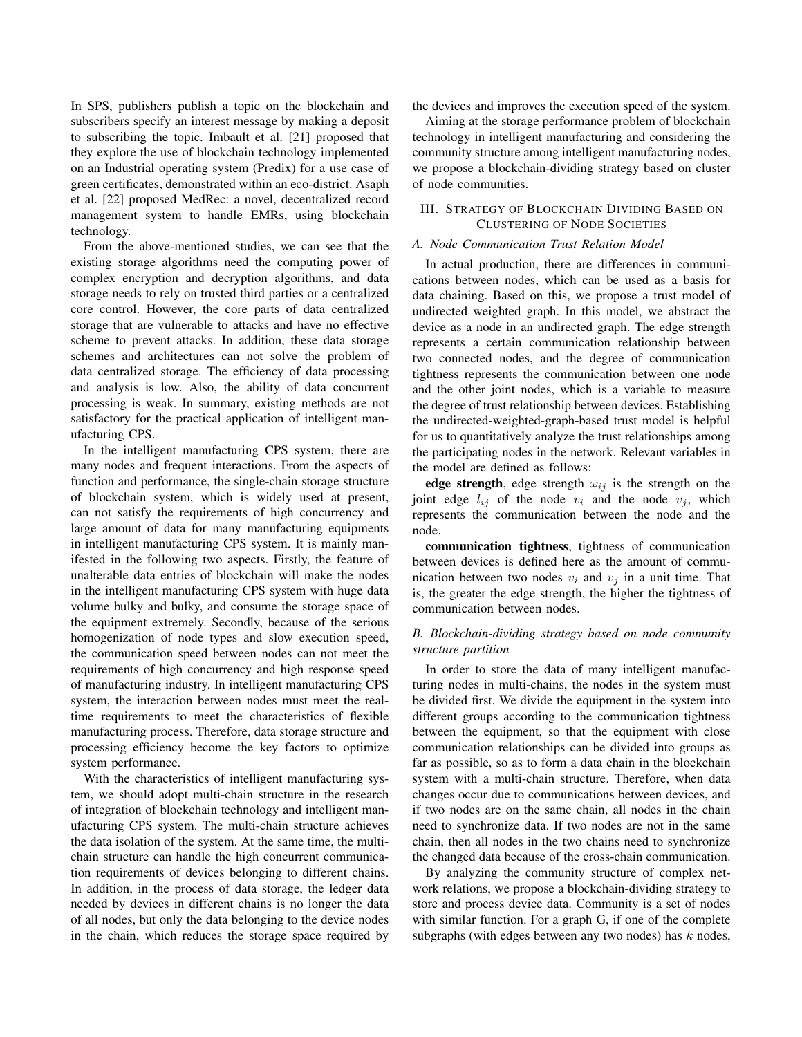In SPS, publishers publish a topic on the blockchain and subscribers specify an interest message by making a deposit to subscribing the topic. Imbault et al. [21] proposed that they explore the use of blockchain technology implemented on an Industrial operating system (Predix) for a use case of green certificates, demonstrated within an eco-district. Asaph et al. [22] proposed MedRec: a novel, decentralized record management system to handle EMRs, using blockchain technology.

From the above-mentioned studies, we can see that the existing storage algorithms need the computing power of complex encryption and decryption algorithms, and data storage needs to rely on trusted third parties or a centralized core control. However, the core parts of data centralized storage that are vulnerable to attacks and have no effective scheme to prevent attacks. In addition, these data storage schemes and architectures can not solve the problem of data centralized storage. The efficiency of data processing and analysis is low. Also, the ability of data concurrent processing is weak. In summary, existing methods are not satisfactory for the practical application of intelligent manufacturing CPS.

In the intelligent manufacturing CPS system, there are many nodes and frequent interactions. From the aspects of function and performance, the single-chain storage structure of blockchain system, which is widely used at present, can not satisfy the requirements of high concurrency and large amount of data for many manufacturing equipments in intelligent manufacturing CPS system. It is mainly manifested in the following two aspects. Firstly, the feature of unalterable data entries of blockchain will make the nodes in the intelligent manufacturing CPS system with huge data volume bulky and bulky, and consume the storage space of the equipment extremely. Secondly, because of the serious homogenization of node types and slow execution speed, the communication speed between nodes can not meet the requirements of high concurrency and high response speed of manufacturing industry. In intelligent manufacturing CPS system, the interaction between nodes must meet the real-time requirements to meet the characteristics of flexible manufacturing process. Therefore, data storage structure and processing efficiency become the key factors to optimize system performance.

With the characteristics of intelligent manufacturing system, we should adopt multi-chain structure in the research of integration of blockchain technology and intelligent manufacturing CPS system. The multi-chain structure achieves the data isolation of the system. At the same time, the multi-chain structure can handle the high concurrent communication requirements of devices belonging to different chains. In addition, in the process of data storage, the ledger data needed by devices in different chains is no longer the data of all nodes, but only the data belonging to the device nodes in the chain, which reduces the storage space required by the devices and improves the execution speed of the system.

Aiming at the storage performance problem of blockchain technology in intelligent manufacturing and considering the community structure among intelligent manufacturing nodes, we propose a blockchain-dividing strategy based on cluster of node communities.

## III. Strategy of Blockchain Dividing Based on Clustering of Node Societies

### A. Node Communication Trust Relation Model

In actual production, there are differences in communications between nodes, which can be used as a basis for data chaining. Based on this, we propose a trust model of undirected weighted graph. In this model, we abstract the device as a node in an undirected graph. The edge strength represents a certain communication relationship between two connected nodes, and the degree of communication tightness represents the communication between one node and the other joint nodes, which is a variable to measure the degree of trust relationship between devices. Establishing the undirected-weighted-graph-based trust model is helpful for us to quantitatively analyze the trust relationships among the participating nodes in the network. Relevant variables in the model are defined as follows:

**edge strength**, edge strength $\omega_{ij}$ is the strength on the joint edge $l_{ij}$ of the node $v_i$ and the node $v_j$, which represents the communication between the node and the node.

**communication tightness**, tightness of communication between devices is defined here as the amount of communication between two nodes $v_i$ and $v_j$ in a unit time. That is, the greater the edge strength, the higher the tightness of communication between nodes.

### B. Blockchain-dividing strategy based on node community structure partition

In order to store the data of many intelligent manufacturing nodes in multi-chains, the nodes in the system must be divided first. We divide the equipment in the system into different groups according to the communication tightness between the equipment, so that the equipment with close communication relationships can be divided into groups as far as possible, so as to form a data chain in the blockchain system with a multi-chain structure. Therefore, when data changes occur due to communications between devices, and if two nodes are on the same chain, all nodes in the chain need to synchronize data. If two nodes are not in the same chain, then all nodes in the two chains need to synchronize the changed data because of the cross-chain communication.

By analyzing the community structure of complex network relations, we propose a blockchain-dividing strategy to store and process device data. Community is a set of nodes with similar function. For a graph G, if one of the complete subgraphs (with edges between any two nodes) has $k$ nodes,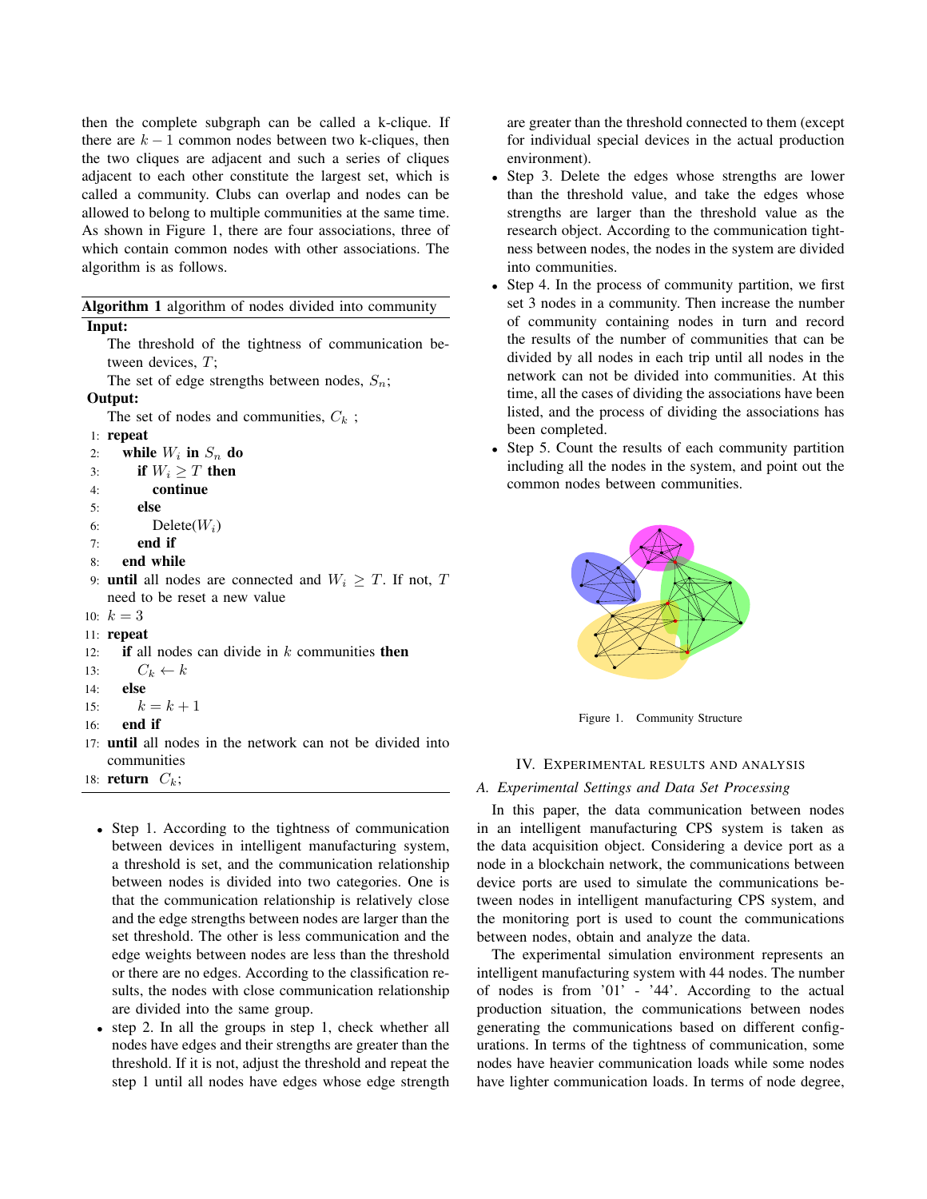then the complete subgraph can be called a k-clique. If there are $k-1$ common nodes between two k-cliques, then the two cliques are adjacent and such a series of cliques adjacent to each other constitute the largest set, which is called a community. Clubs can overlap and nodes can be allowed to belong to multiple communities at the same time. As shown in Figure 1, there are four associations, three of which contain common nodes with other associations. The algorithm is as follows.

**Algorithm 1** algorithm of nodes divided into community

**Input:**
The threshold of the tightness of communication between devices, $T$;
The set of edge strengths between nodes, $S_n$;

**Output:**
The set of nodes and communities, $C_k$ ;

```
1:  repeat
2:    while W_i in S_n do
3:      if W_i ≥ T then
4:        continue
5:      else
6:        Delete(W_i)
7:      end if
8:    end while
9:  until all nodes are connected and W_i ≥ T. If not, T
    need to be reset a new value
10: k = 3
11: repeat
12:   if all nodes can divide in k communities then
13:     C_k ← k
14:   else
15:     k = k + 1
16:   end if
17: until all nodes in the network can not be divided into
    communities
18: return C_k;
```

- Step 1. According to the tightness of communication between devices in intelligent manufacturing system, a threshold is set, and the communication relationship between nodes is divided into two categories. One is that the communication relationship is relatively close and the edge strengths between nodes are larger than the set threshold. The other is less communication and the edge weights between nodes are less than the threshold or there are no edges. According to the classification results, the nodes with close communication relationship are divided into the same group.
- step 2. In all the groups in step 1, check whether all nodes have edges and their strengths are greater than the threshold. If it is not, adjust the threshold and repeat the step 1 until all nodes have edges whose edge strength are greater than the threshold connected to them (except for individual special devices in the actual production environment).
- Step 3. Delete the edges whose strengths are lower than the threshold value, and take the edges whose strengths are larger than the threshold value as the research object. According to the communication tightness between nodes, the nodes in the system are divided into communities.
- Step 4. In the process of community partition, we first set 3 nodes in a community. Then increase the number of community containing nodes in turn and record the results of the number of communities that can be divided by all nodes in each trip until all nodes in the network can not be divided into communities. At this time, all the cases of dividing the associations have been listed, and the process of dividing the associations has been completed.
- Step 5. Count the results of each community partition including all the nodes in the system, and point out the common nodes between communities.

Figure 1. Community Structure

## IV. Experimental results and analysis

### A. Experimental Settings and Data Set Processing

In this paper, the data communication between nodes in an intelligent manufacturing CPS system is taken as the data acquisition object. Considering a device port as a node in a blockchain network, the communications between device ports are used to simulate the communications between nodes in intelligent manufacturing CPS system, and the monitoring port is used to count the communications between nodes, obtain and analyze the data.

The experimental simulation environment represents an intelligent manufacturing system with 44 nodes. The number of nodes is from '01' - '44'. According to the actual production situation, the communications between nodes generating the communications based on different configurations. In terms of the tightness of communication, some nodes have heavier communication loads while some nodes have lighter communication loads. In terms of node degree,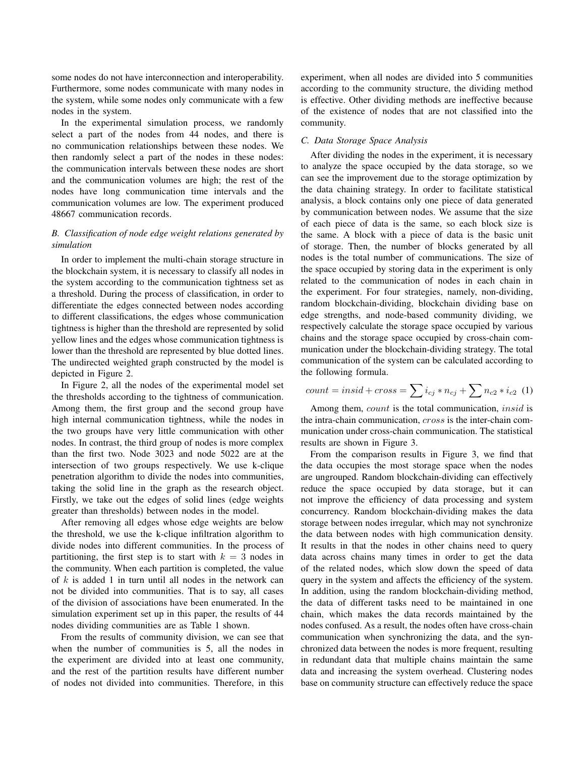some nodes do not have interconnection and interoperability. Furthermore, some nodes communicate with many nodes in the system, while some nodes only communicate with a few nodes in the system.

In the experimental simulation process, we randomly select a part of the nodes from 44 nodes, and there is no communication relationships between these nodes. We then randomly select a part of the nodes in these nodes: the communication intervals between these nodes are short and the communication volumes are high; the rest of the nodes have long communication time intervals and the communication volumes are low. The experiment produced 48667 communication records.

### *B. Classification of node edge weight relations generated by simulation*

In order to implement the multi-chain storage structure in the blockchain system, it is necessary to classify all nodes in the system according to the communication tightness set as a threshold. During the process of classification, in order to differentiate the edges connected between nodes according to different classifications, the edges whose communication tightness is higher than the threshold are represented by solid yellow lines and the edges whose communication tightness is lower than the threshold are represented by blue dotted lines. The undirected weighted graph constructed by the model is depicted in Figure 2.

In Figure 2, all the nodes of the experimental model set the thresholds according to the tightness of communication. Among them, the first group and the second group have high internal communication tightness, while the nodes in the two groups have very little communication with other nodes. In contrast, the third group of nodes is more complex than the first two. Node 3023 and node 5022 are at the intersection of two groups respectively. We use k-clique penetration algorithm to divide the nodes into communities, taking the solid line in the graph as the research object. Firstly, we take out the edges of solid lines (edge weights greater than thresholds) between nodes in the model.

After removing all edges whose edge weights are below the threshold, we use the k-clique infiltration algorithm to divide nodes into different communities. In the process of partitioning, the first step is to start with $k = 3$ nodes in the community. When each partition is completed, the value of $k$ is added 1 in turn until all nodes in the network can not be divided into communities. That is to say, all cases of the division of associations have been enumerated. In the simulation experiment set up in this paper, the results of 44 nodes dividing communities are as Table 1 shown.

From the results of community division, we can see that when the number of communities is 5, all the nodes in the experiment are divided into at least one community, and the rest of the partition results have different number of nodes not divided into communities. Therefore, in this experiment, when all nodes are divided into 5 communities according to the community structure, the dividing method is effective. Other dividing methods are ineffective because of the existence of nodes that are not classified into the community.

### *C. Data Storage Space Analysis*

After dividing the nodes in the experiment, it is necessary to analyze the space occupied by the data storage, so we can see the improvement due to the storage optimization by the data chaining strategy. In order to facilitate statistical analysis, a block contains only one piece of data generated by communication between nodes. We assume that the size of each piece of data is the same, so each block size is the same. A block with a piece of data is the basic unit of storage. Then, the number of blocks generated by all nodes is the total number of communications. The size of the space occupied by storing data in the experiment is only related to the communication of nodes in each chain in the experiment. For four strategies, namely, non-dividing, random blockchain-dividing, blockchain dividing base on edge strengths, and node-based community dividing, we respectively calculate the storage space occupied by various chains and the storage space occupied by cross-chain communication under the blockchain-dividing strategy. The total communication of the system can be calculated according to the following formula.

$$count = insid + cross = \sum i_{cj} * n_{cj} + \sum n_{c2} * i_{c2} \quad (1)$$

Among them, $count$ is the total communication, $insid$ is the intra-chain communication, $cross$ is the inter-chain communication under cross-chain communication. The statistical results are shown in Figure 3.

From the comparison results in Figure 3, we find that the data occupies the most storage space when the nodes are ungrouped. Random blockchain-dividing can effectively reduce the space occupied by data storage, but it can not improve the efficiency of data processing and system concurrency. Random blockchain-dividing makes the data storage between nodes irregular, which may not synchronize the data between nodes with high communication density. It results in that the nodes in other chains need to query data across chains many times in order to get the data of the related nodes, which slow down the speed of data query in the system and affects the efficiency of the system. In addition, using the random blockchain-dividing method, the data of different tasks need to be maintained in one chain, which makes the data records maintained by the nodes confused. As a result, the nodes often have cross-chain communication when synchronizing the data, and the synchronized data between the nodes is more frequent, resulting in redundant data that multiple chains maintain the same data and increasing the system overhead. Clustering nodes base on community structure can effectively reduce the space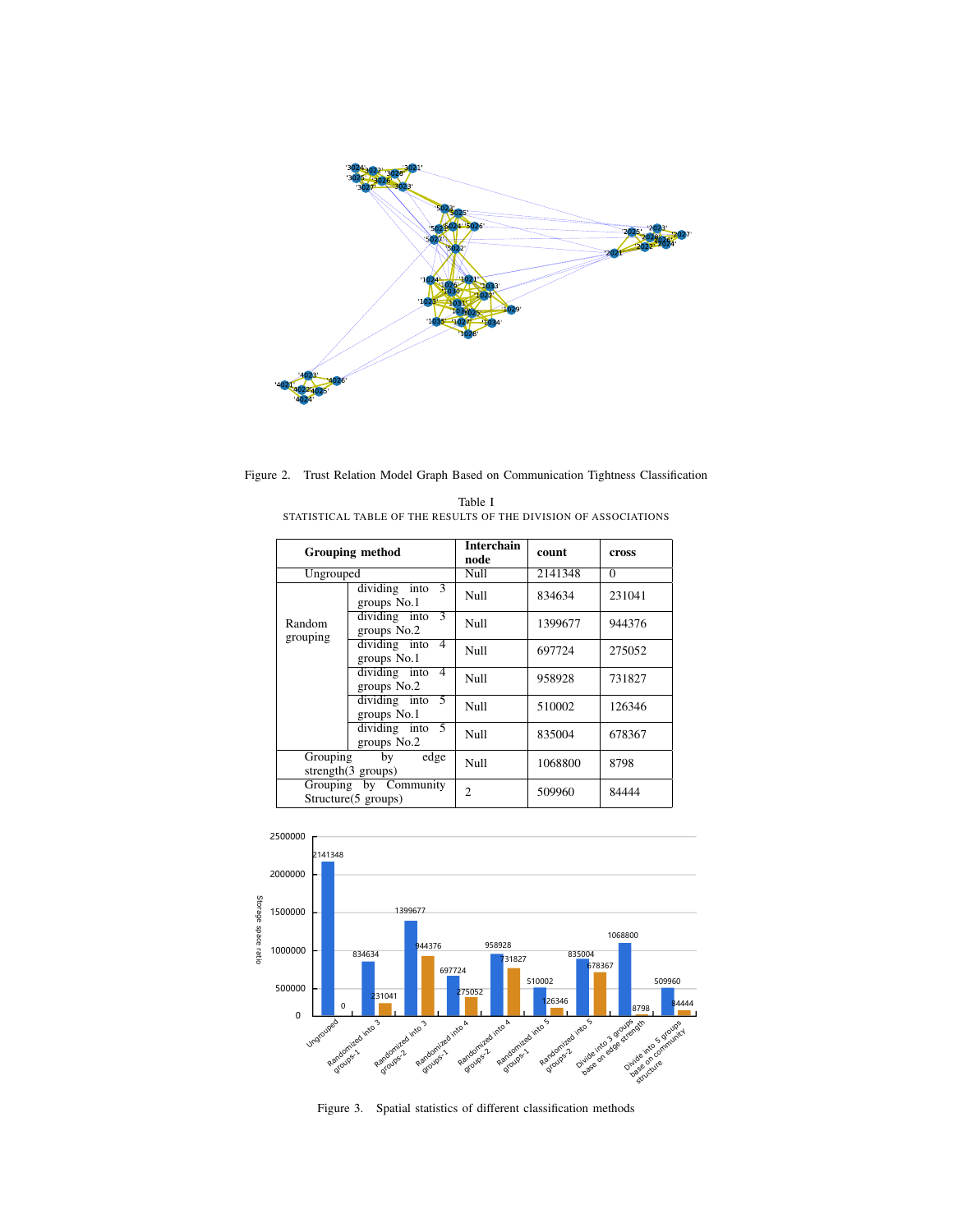Figure 2. Trust Relation Model Graph Based on Communication Tightness Classification

Table I
STATISTICAL TABLE OF THE RESULTS OF THE DIVISION OF ASSOCIATIONS

| Grouping method | | Interchain node | count | cross |
|---|---|---|---|---|
| Ungrouped | | Null | 2141348 | 0 |
| Random grouping | dividing into 3 groups No.1 | Null | 834634 | 231041 |
| | dividing into 3 groups No.2 | Null | 1399677 | 944376 |
| | dividing into 4 groups No.1 | Null | 697724 | 275052 |
| | dividing into 4 groups No.2 | Null | 958928 | 731827 |
| | dividing into 5 groups No.1 | Null | 510002 | 126346 |
| | dividing into 5 groups No.2 | Null | 835004 | 678367 |
| Grouping by edge strength(3 groups) | | Null | 1068800 | 8798 |
| Grouping by Community Structure(5 groups) | | 2 | 509960 | 84444 |

Figure 3. Spatial statistics of different classification methods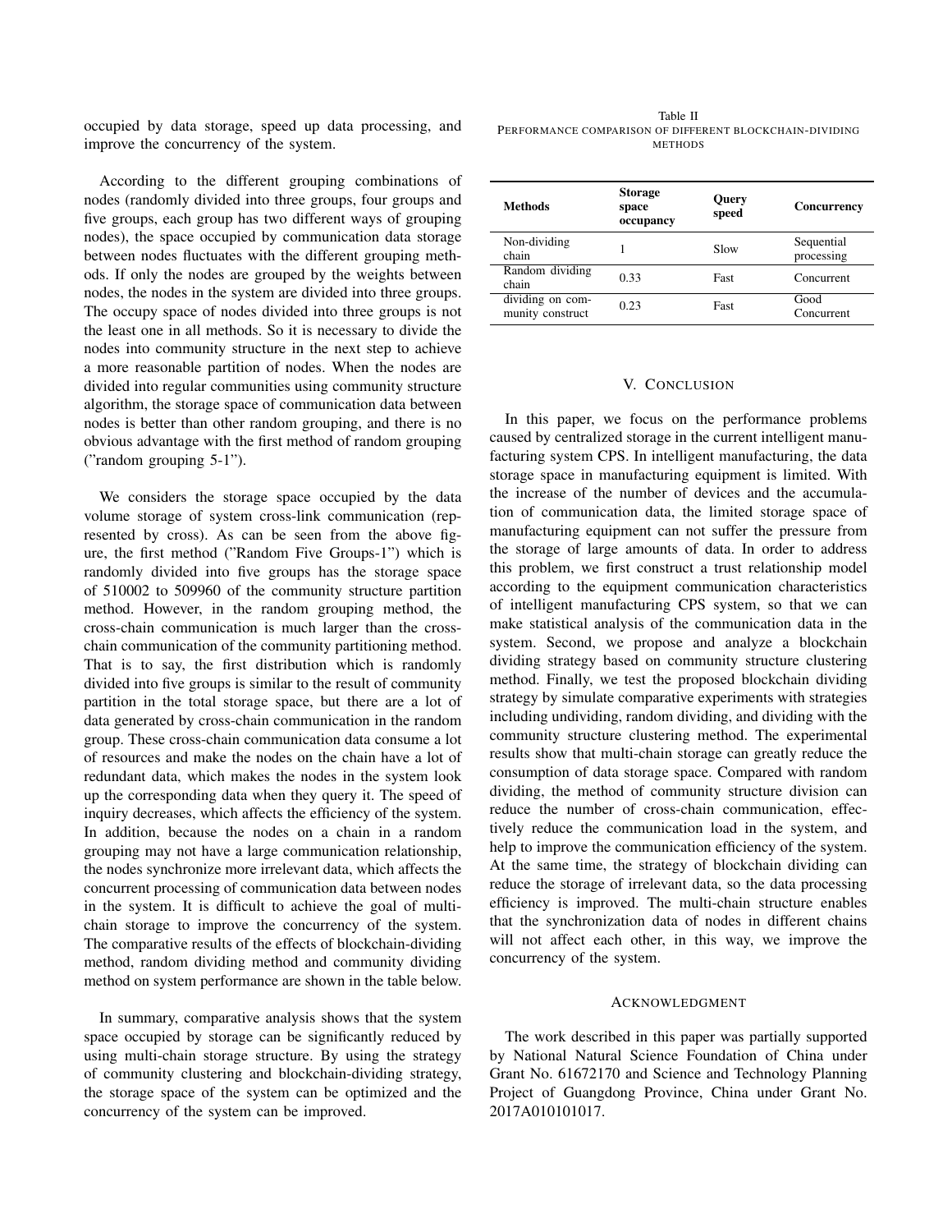occupied by data storage, speed up data processing, and improve the concurrency of the system.

According to the different grouping combinations of nodes (randomly divided into three groups, four groups and five groups, each group has two different ways of grouping nodes), the space occupied by communication data storage between nodes fluctuates with the different grouping methods. If only the nodes are grouped by the weights between nodes, the nodes in the system are divided into three groups. The occupy space of nodes divided into three groups is not the least one in all methods. So it is necessary to divide the nodes into community structure in the next step to achieve a more reasonable partition of nodes. When the nodes are divided into regular communities using community structure algorithm, the storage space of communication data between nodes is better than other random grouping, and there is no obvious advantage with the first method of random grouping ("random grouping 5-1").

We considers the storage space occupied by the data volume storage of system cross-link communication (represented by cross). As can be seen from the above figure, the first method ("Random Five Groups-1") which is randomly divided into five groups has the storage space of 510002 to 509960 of the community structure partition method. However, in the random grouping method, the cross-chain communication is much larger than the cross-chain communication of the community partitioning method. That is to say, the first distribution which is randomly divided into five groups is similar to the result of community partition in the total storage space, but there are a lot of data generated by cross-chain communication in the random group. These cross-chain communication data consume a lot of resources and make the nodes on the chain have a lot of redundant data, which makes the nodes in the system look up the corresponding data when they query it. The speed of inquiry decreases, which affects the efficiency of the system. In addition, because the nodes on a chain in a random grouping may not have a large communication relationship, the nodes synchronize more irrelevant data, which affects the concurrent processing of communication data between nodes in the system. It is difficult to achieve the goal of multi-chain storage to improve the concurrency of the system. The comparative results of the effects of blockchain-dividing method, random dividing method and community dividing method on system performance are shown in the table below.

In summary, comparative analysis shows that the system space occupied by storage can be significantly reduced by using multi-chain storage structure. By using the strategy of community clustering and blockchain-dividing strategy, the storage space of the system can be optimized and the concurrency of the system can be improved.

Table II
PERFORMANCE COMPARISON OF DIFFERENT BLOCKCHAIN-DIVIDING METHODS

| Methods | Storage space occupancy | Query speed | Concurrency |
|---|---|---|---|
| Non-dividing chain | 1 | Slow | Sequential processing |
| Random dividing chain | 0.33 | Fast | Concurrent |
| dividing on community construct | 0.23 | Fast | Good Concurrent |

## V. Conclusion

In this paper, we focus on the performance problems caused by centralized storage in the current intelligent manufacturing system CPS. In intelligent manufacturing, the data storage space in manufacturing equipment is limited. With the increase of the number of devices and the accumulation of communication data, the limited storage space of manufacturing equipment can not suffer the pressure from the storage of large amounts of data. In order to address this problem, we first construct a trust relationship model according to the equipment communication characteristics of intelligent manufacturing CPS system, so that we can make statistical analysis of the communication data in the system. Second, we propose and analyze a blockchain dividing strategy based on community structure clustering method. Finally, we test the proposed blockchain dividing strategy by simulate comparative experiments with strategies including undividing, random dividing, and dividing with the community structure clustering method. The experimental results show that multi-chain storage can greatly reduce the consumption of data storage space. Compared with random dividing, the method of community structure division can reduce the number of cross-chain communication, effectively reduce the communication load in the system, and help to improve the communication efficiency of the system. At the same time, the strategy of blockchain dividing can reduce the storage of irrelevant data, so the data processing efficiency is improved. The multi-chain structure enables that the synchronization data of nodes in different chains will not affect each other, in this way, we improve the concurrency of the system.

## Acknowledgment

The work described in this paper was partially supported by National Natural Science Foundation of China under Grant No. 61672170 and Science and Technology Planning Project of Guangdong Province, China under Grant No. 2017A010101017.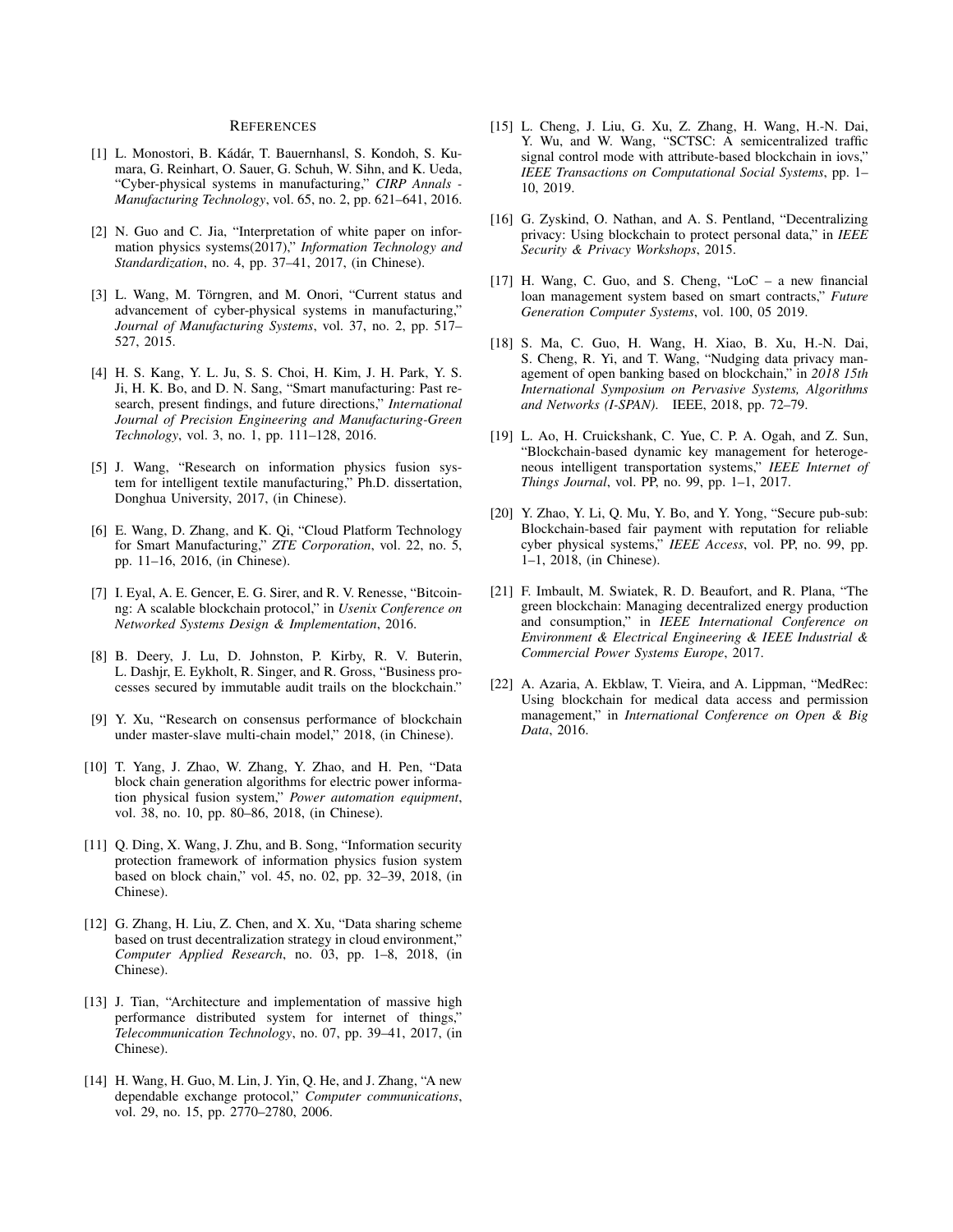## REFERENCES

[1] L. Monostori, B. Kádár, T. Bauernhansl, S. Kondoh, S. Kumara, G. Reinhart, O. Sauer, G. Schuh, W. Sihn, and K. Ueda, "Cyber-physical systems in manufacturing," *CIRP Annals - Manufacturing Technology*, vol. 65, no. 2, pp. 621–641, 2016.

[2] N. Guo and C. Jia, "Interpretation of white paper on information physics systems(2017)," *Information Technology and Standardization*, no. 4, pp. 37–41, 2017, (in Chinese).

[3] L. Wang, M. Törngren, and M. Onori, "Current status and advancement of cyber-physical systems in manufacturing," *Journal of Manufacturing Systems*, vol. 37, no. 2, pp. 517–527, 2015.

[4] H. S. Kang, Y. L. Ju, S. S. Choi, H. Kim, J. H. Park, Y. S. Ji, H. K. Bo, and D. N. Sang, "Smart manufacturing: Past research, present findings, and future directions," *International Journal of Precision Engineering and Manufacturing-Green Technology*, vol. 3, no. 1, pp. 111–128, 2016.

[5] J. Wang, "Research on information physics fusion system for intelligent textile manufacturing," Ph.D. dissertation, Donghua University, 2017, (in Chinese).

[6] E. Wang, D. Zhang, and K. Qi, "Cloud Platform Technology for Smart Manufacturing," *ZTE Corporation*, vol. 22, no. 5, pp. 11–16, 2016, (in Chinese).

[7] I. Eyal, A. E. Gencer, E. G. Sirer, and R. V. Renesse, "Bitcoin-ng: A scalable blockchain protocol," in *Usenix Conference on Networked Systems Design & Implementation*, 2016.

[8] B. Deery, J. Lu, D. Johnston, P. Kirby, R. V. Buterin, L. Dashjr, E. Eykholt, R. Singer, and R. Gross, "Business processes secured by immutable audit trails on the blockchain."

[9] Y. Xu, "Research on consensus performance of blockchain under master-slave multi-chain model," 2018, (in Chinese).

[10] T. Yang, J. Zhao, W. Zhang, Y. Zhao, and H. Pen, "Data block chain generation algorithms for electric power information physical fusion system," *Power automation equipment*, vol. 38, no. 10, pp. 80–86, 2018, (in Chinese).

[11] Q. Ding, X. Wang, J. Zhu, and B. Song, "Information security protection framework of information physics fusion system based on block chain," vol. 45, no. 02, pp. 32–39, 2018, (in Chinese).

[12] G. Zhang, H. Liu, Z. Chen, and X. Xu, "Data sharing scheme based on trust decentralization strategy in cloud environment," *Computer Applied Research*, no. 03, pp. 1–8, 2018, (in Chinese).

[13] J. Tian, "Architecture and implementation of massive high performance distributed system for internet of things," *Telecommunication Technology*, no. 07, pp. 39–41, 2017, (in Chinese).

[14] H. Wang, H. Guo, M. Lin, J. Yin, Q. He, and J. Zhang, "A new dependable exchange protocol," *Computer communications*, vol. 29, no. 15, pp. 2770–2780, 2006.

[15] L. Cheng, J. Liu, G. Xu, Z. Zhang, H. Wang, H.-N. Dai, Y. Wu, and W. Wang, "SCTSC: A semicentralized traffic signal control mode with attribute-based blockchain in iovs," *IEEE Transactions on Computational Social Systems*, pp. 1–10, 2019.

[16] G. Zyskind, O. Nathan, and A. S. Pentland, "Decentralizing privacy: Using blockchain to protect personal data," in *IEEE Security & Privacy Workshops*, 2015.

[17] H. Wang, C. Guo, and S. Cheng, "LoC – a new financial loan management system based on smart contracts," *Future Generation Computer Systems*, vol. 100, 05 2019.

[18] S. Ma, C. Guo, H. Wang, H. Xiao, B. Xu, H.-N. Dai, S. Cheng, R. Yi, and T. Wang, "Nudging data privacy management of open banking based on blockchain," in *2018 15th International Symposium on Pervasive Systems, Algorithms and Networks (I-SPAN)*. IEEE, 2018, pp. 72–79.

[19] L. Ao, H. Cruickshank, C. Yue, C. P. A. Ogah, and Z. Sun, "Blockchain-based dynamic key management for heterogeneous intelligent transportation systems," *IEEE Internet of Things Journal*, vol. PP, no. 99, pp. 1–1, 2017.

[20] Y. Zhao, Y. Li, Q. Mu, Y. Bo, and Y. Yong, "Secure pub-sub: Blockchain-based fair payment with reputation for reliable cyber physical systems," *IEEE Access*, vol. PP, no. 99, pp. 1–1, 2018, (in Chinese).

[21] F. Imbault, M. Swiatek, R. D. Beaufort, and R. Plana, "The green blockchain: Managing decentralized energy production and consumption," in *IEEE International Conference on Environment & Electrical Engineering & IEEE Industrial & Commercial Power Systems Europe*, 2017.

[22] A. Azaria, A. Ekblaw, T. Vieira, and A. Lippman, "MedRec: Using blockchain for medical data access and permission management," in *International Conference on Open & Big Data*, 2016.